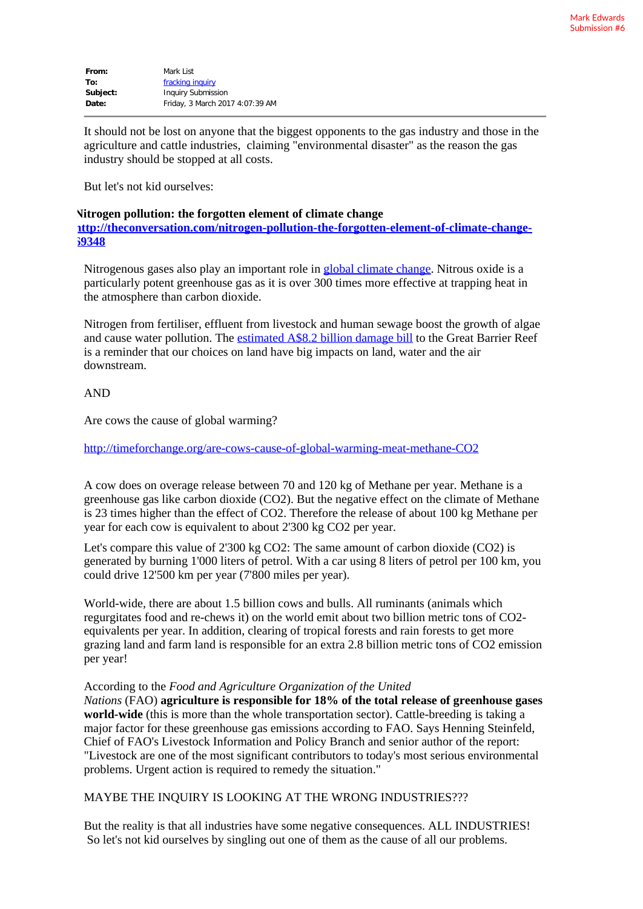Mark Edwards
Submission #6

**From:** Mark List
**To:** fracking inquiry
**Subject:** Inquiry Submission
**Date:** Friday, 3 March 2017 4:07:39 AM

It should not be lost on anyone that the biggest opponents to the gas industry and those in the agriculture and cattle industries, claiming "environmental disaster" as the reason the gas industry should be stopped at all costs.

But let's not kid ourselves:

**Nitrogen pollution: the forgotten element of climate change**
**http://theconversation.com/nitrogen-pollution-the-forgotten-element-of-climate-change-69348**

Nitrogenous gases also play an important role in global climate change. Nitrous oxide is a particularly potent greenhouse gas as it is over 300 times more effective at trapping heat in the atmosphere than carbon dioxide.

Nitrogen from fertiliser, effluent from livestock and human sewage boost the growth of algae and cause water pollution. The estimated A$8.2 billion damage bill to the Great Barrier Reef is a reminder that our choices on land have big impacts on land, water and the air downstream.

AND

Are cows the cause of global warming?

http://timeforchange.org/are-cows-cause-of-global-warming-meat-methane-CO2

A cow does on overage release between 70 and 120 kg of Methane per year. Methane is a greenhouse gas like carbon dioxide ($CO_2$). But the negative effect on the climate of Methane is 23 times higher than the effect of $CO_2$. Therefore the release of about 100 kg Methane per year for each cow is equivalent to about 2'300 kg $CO_2$ per year.

Let's compare this value of 2'300 kg $CO_2$: The same amount of carbon dioxide ($CO_2$) is generated by burning 1'000 liters of petrol. With a car using 8 liters of petrol per 100 km, you could drive 12'500 km per year (7'800 miles per year).

World-wide, there are about 1.5 billion cows and bulls. All ruminants (animals which regurgitates food and re-chews it) on the world emit about two billion metric tons of $CO_2$-equivalents per year. In addition, clearing of tropical forests and rain forests to get more grazing land and farm land is responsible for an extra 2.8 billion metric tons of $CO_2$ emission per year!

According to the *Food and Agriculture Organization of the United Nations* (FAO) **agriculture is responsible for 18% of the total release of greenhouse gases world-wide** (this is more than the whole transportation sector). Cattle-breeding is taking a major factor for these greenhouse gas emissions according to FAO. Says Henning Steinfeld, Chief of FAO's Livestock Information and Policy Branch and senior author of the report: "Livestock are one of the most significant contributors to today's most serious environmental problems. Urgent action is required to remedy the situation."

MAYBE THE INQUIRY IS LOOKING AT THE WRONG INDUSTRIES???

But the reality is that all industries have some negative consequences. ALL INDUSTRIES! So let's not kid ourselves by singling out one of them as the cause of all our problems.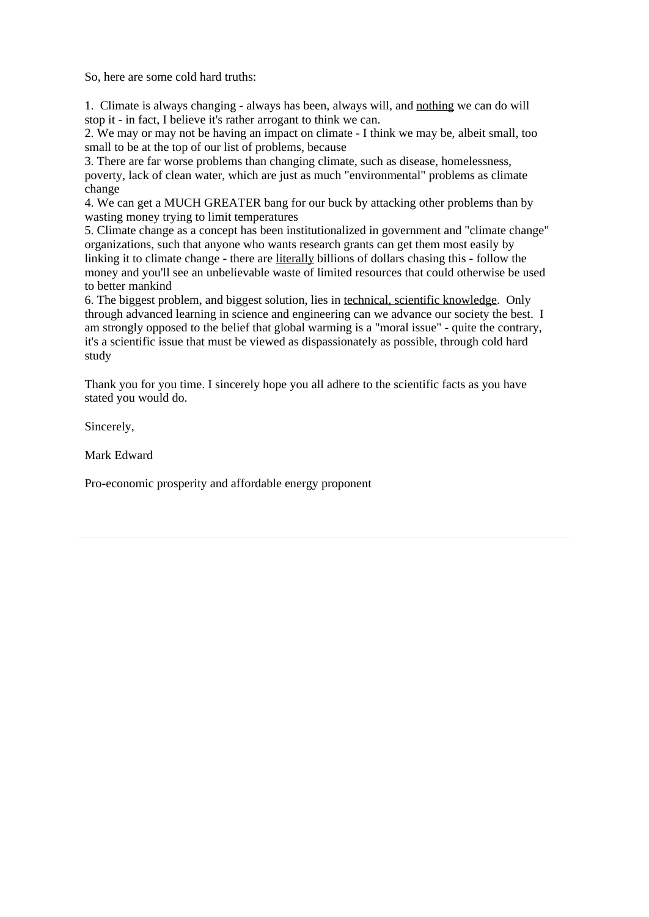So, here are some cold hard truths:

1. Climate is always changing - always has been, always will, and <u>nothing</u> we can do will stop it - in fact, I believe it's rather arrogant to think we can.
2. We may or may not be having an impact on climate - I think we may be, albeit small, too small to be at the top of our list of problems, because
3. There are far worse problems than changing climate, such as disease, homelessness, poverty, lack of clean water, which are just as much "environmental" problems as climate change
4. We can get a MUCH GREATER bang for our buck by attacking other problems than by wasting money trying to limit temperatures
5. Climate change as a concept has been institutionalized in government and "climate change" organizations, such that anyone who wants research grants can get them most easily by linking it to climate change - there are <u>literally</u> billions of dollars chasing this - follow the money and you'll see an unbelievable waste of limited resources that could otherwise be used to better mankind
6. The biggest problem, and biggest solution, lies in <u>technical, scientific knowledge</u>. Only through advanced learning in science and engineering can we advance our society the best. I am strongly opposed to the belief that global warming is a "moral issue" - quite the contrary, it's a scientific issue that must be viewed as dispassionately as possible, through cold hard study

Thank you for you time. I sincerely hope you all adhere to the scientific facts as you have stated you would do.

Sincerely,

Mark Edward

Pro-economic prosperity and affordable energy proponent